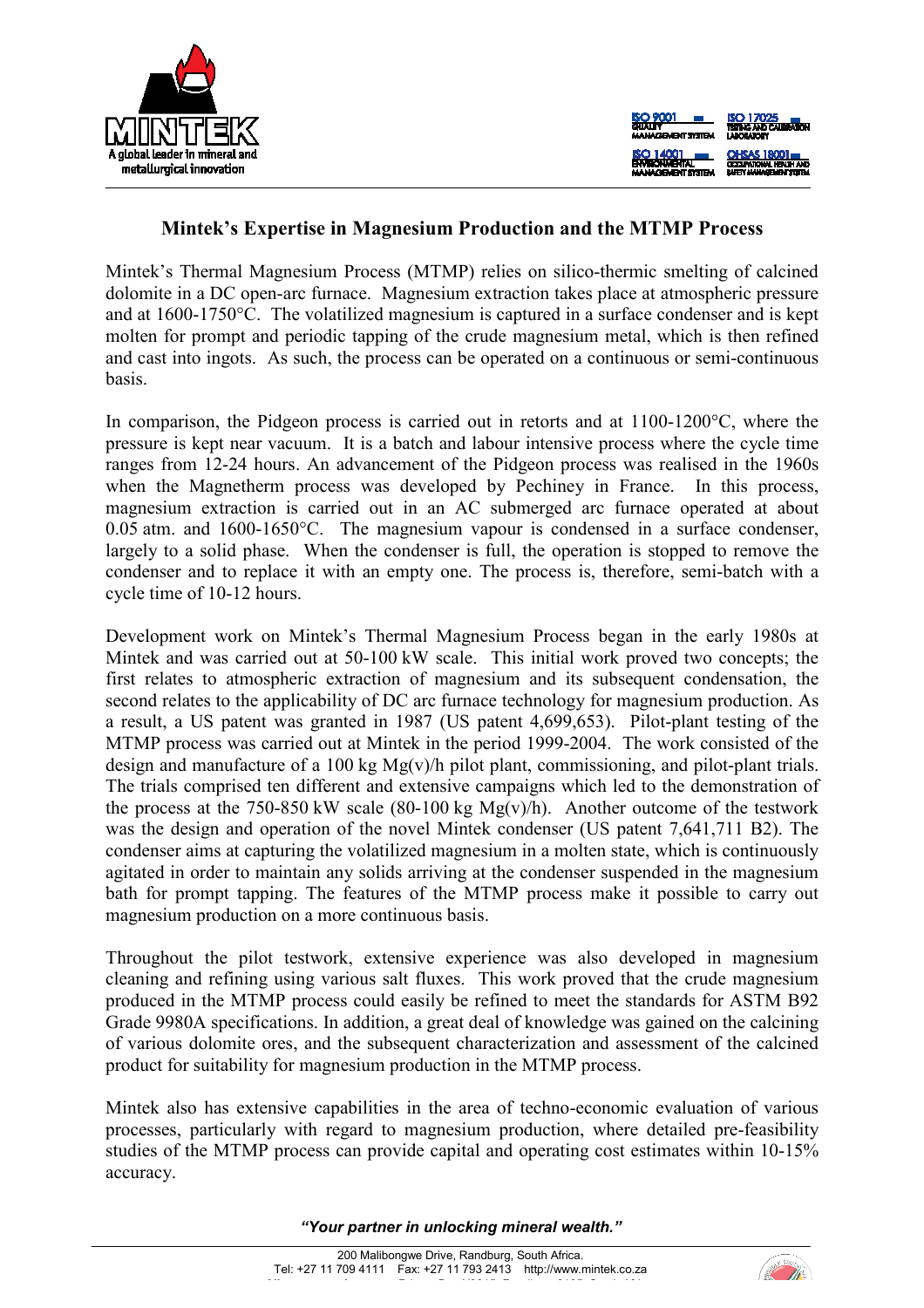## Mintek's Expertise in Magnesium Production and the MTMP Process

Mintek's Thermal Magnesium Process (MTMP) relies on silico-thermic smelting of calcined dolomite in a DC open-arc furnace. Magnesium extraction takes place at atmospheric pressure and at 1600-1750°C. The volatilized magnesium is captured in a surface condenser and is kept molten for prompt and periodic tapping of the crude magnesium metal, which is then refined and cast into ingots. As such, the process can be operated on a continuous or semi-continuous basis.

In comparison, the Pidgeon process is carried out in retorts and at 1100-1200°C, where the pressure is kept near vacuum. It is a batch and labour intensive process where the cycle time ranges from 12-24 hours. An advancement of the Pidgeon process was realised in the 1960s when the Magnetherm process was developed by Pechiney in France. In this process, magnesium extraction is carried out in an AC submerged arc furnace operated at about 0.05 atm. and 1600-1650°C. The magnesium vapour is condensed in a surface condenser, largely to a solid phase. When the condenser is full, the operation is stopped to remove the condenser and to replace it with an empty one. The process is, therefore, semi-batch with a cycle time of 10-12 hours.

Development work on Mintek's Thermal Magnesium Process began in the early 1980s at Mintek and was carried out at 50-100 kW scale. This initial work proved two concepts; the first relates to atmospheric extraction of magnesium and its subsequent condensation, the second relates to the applicability of DC arc furnace technology for magnesium production. As a result, a US patent was granted in 1987 (US patent 4,699,653). Pilot-plant testing of the MTMP process was carried out at Mintek in the period 1999-2004. The work consisted of the design and manufacture of a 100 kg Mg(v)/h pilot plant, commissioning, and pilot-plant trials. The trials comprised ten different and extensive campaigns which led to the demonstration of the process at the 750-850 kW scale (80-100 kg Mg(v)/h). Another outcome of the testwork was the design and operation of the novel Mintek condenser (US patent 7,641,711 B2). The condenser aims at capturing the volatilized magnesium in a molten state, which is continuously agitated in order to maintain any solids arriving at the condenser suspended in the magnesium bath for prompt tapping. The features of the MTMP process make it possible to carry out magnesium production on a more continuous basis.

Throughout the pilot testwork, extensive experience was also developed in magnesium cleaning and refining using various salt fluxes. This work proved that the crude magnesium produced in the MTMP process could easily be refined to meet the standards for ASTM B92 Grade 9980A specifications. In addition, a great deal of knowledge was gained on the calcining of various dolomite ores, and the subsequent characterization and assessment of the calcined product for suitability for magnesium production in the MTMP process.

Mintek also has extensive capabilities in the area of techno-economic evaluation of various processes, particularly with regard to magnesium production, where detailed pre-feasibility studies of the MTMP process can provide capital and operating cost estimates within 10-15% accuracy.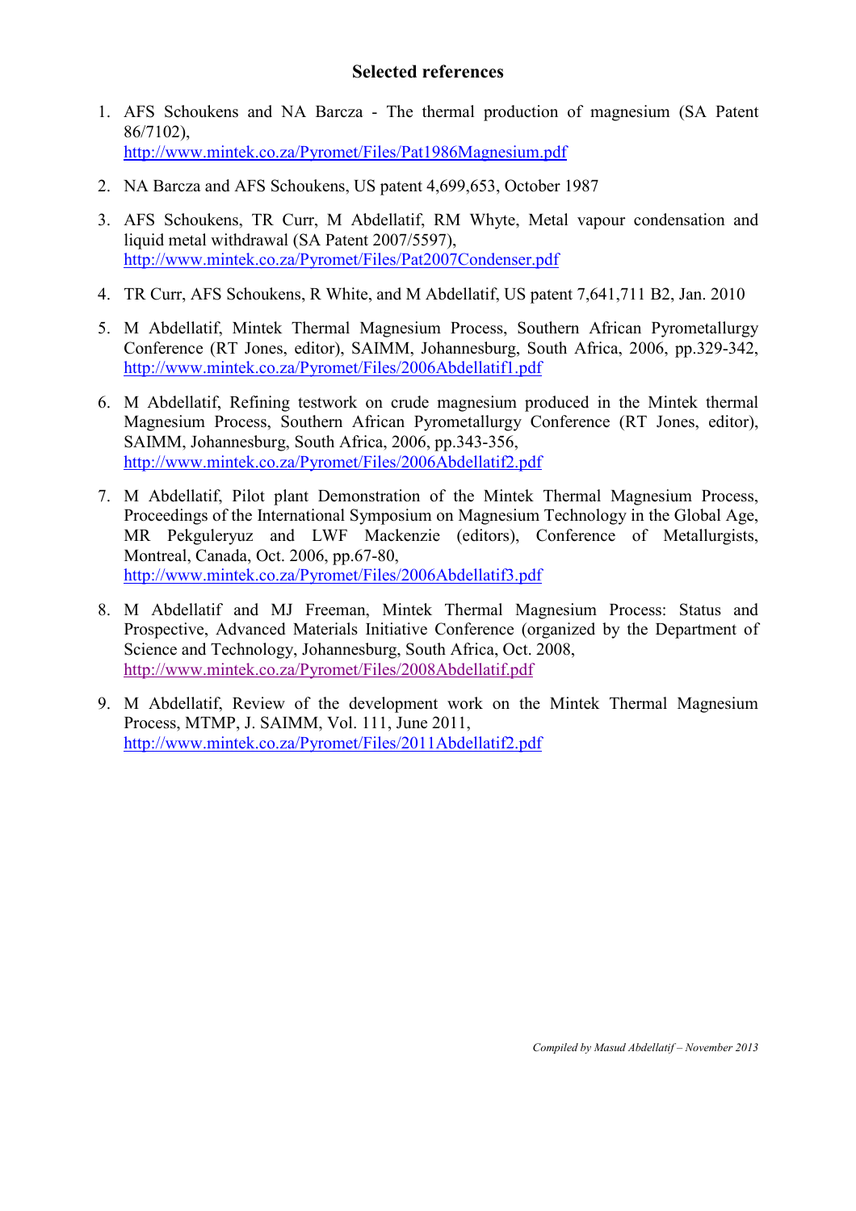## Selected references

1. AFS Schoukens and NA Barcza - The thermal production of magnesium (SA Patent 86/7102), http://www.mintek.co.za/Pyromet/Files/Pat1986Magnesium.pdf

2. NA Barcza and AFS Schoukens, US patent 4,699,653, October 1987

3. AFS Schoukens, TR Curr, M Abdellatif, RM Whyte, Metal vapour condensation and liquid metal withdrawal (SA Patent 2007/5597), http://www.mintek.co.za/Pyromet/Files/Pat2007Condenser.pdf

4. TR Curr, AFS Schoukens, R White, and M Abdellatif, US patent 7,641,711 B2, Jan. 2010

5. M Abdellatif, Mintek Thermal Magnesium Process, Southern African Pyrometallurgy Conference (RT Jones, editor), SAIMM, Johannesburg, South Africa, 2006, pp.329-342, http://www.mintek.co.za/Pyromet/Files/2006Abdellatif1.pdf

6. M Abdellatif, Refining testwork on crude magnesium produced in the Mintek thermal Magnesium Process, Southern African Pyrometallurgy Conference (RT Jones, editor), SAIMM, Johannesburg, South Africa, 2006, pp.343-356, http://www.mintek.co.za/Pyromet/Files/2006Abdellatif2.pdf

7. M Abdellatif, Pilot plant Demonstration of the Mintek Thermal Magnesium Process, Proceedings of the International Symposium on Magnesium Technology in the Global Age, MR Pekguleryuz and LWF Mackenzie (editors), Conference of Metallurgists, Montreal, Canada, Oct. 2006, pp.67-80, http://www.mintek.co.za/Pyromet/Files/2006Abdellatif3.pdf

8. M Abdellatif and MJ Freeman, Mintek Thermal Magnesium Process: Status and Prospective, Advanced Materials Initiative Conference (organized by the Department of Science and Technology, Johannesburg, South Africa, Oct. 2008, http://www.mintek.co.za/Pyromet/Files/2008Abdellatif.pdf

9. M Abdellatif, Review of the development work on the Mintek Thermal Magnesium Process, MTMP, J. SAIMM, Vol. 111, June 2011, http://www.mintek.co.za/Pyromet/Files/2011Abdellatif2.pdf

*Compiled by Masud Abdellatif – November 2013*